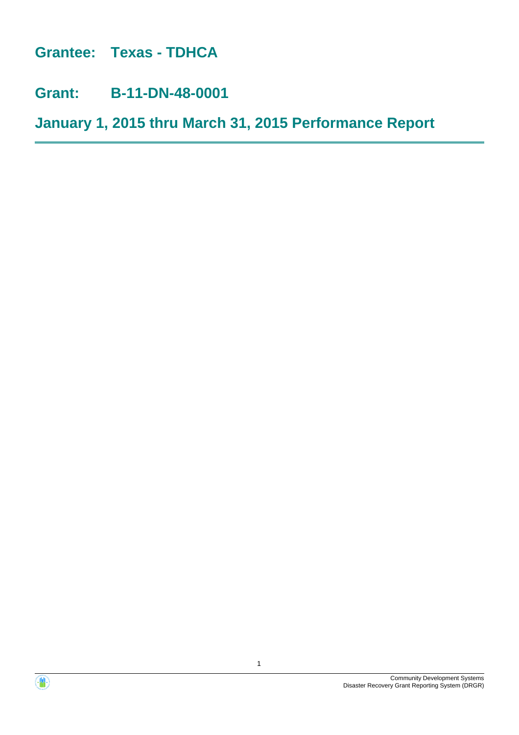# Grantee: Texas - TDHCA

# Grant: B-11-DN-48-0001

# January 1, 2015 thru March 31, 2015 Performance Report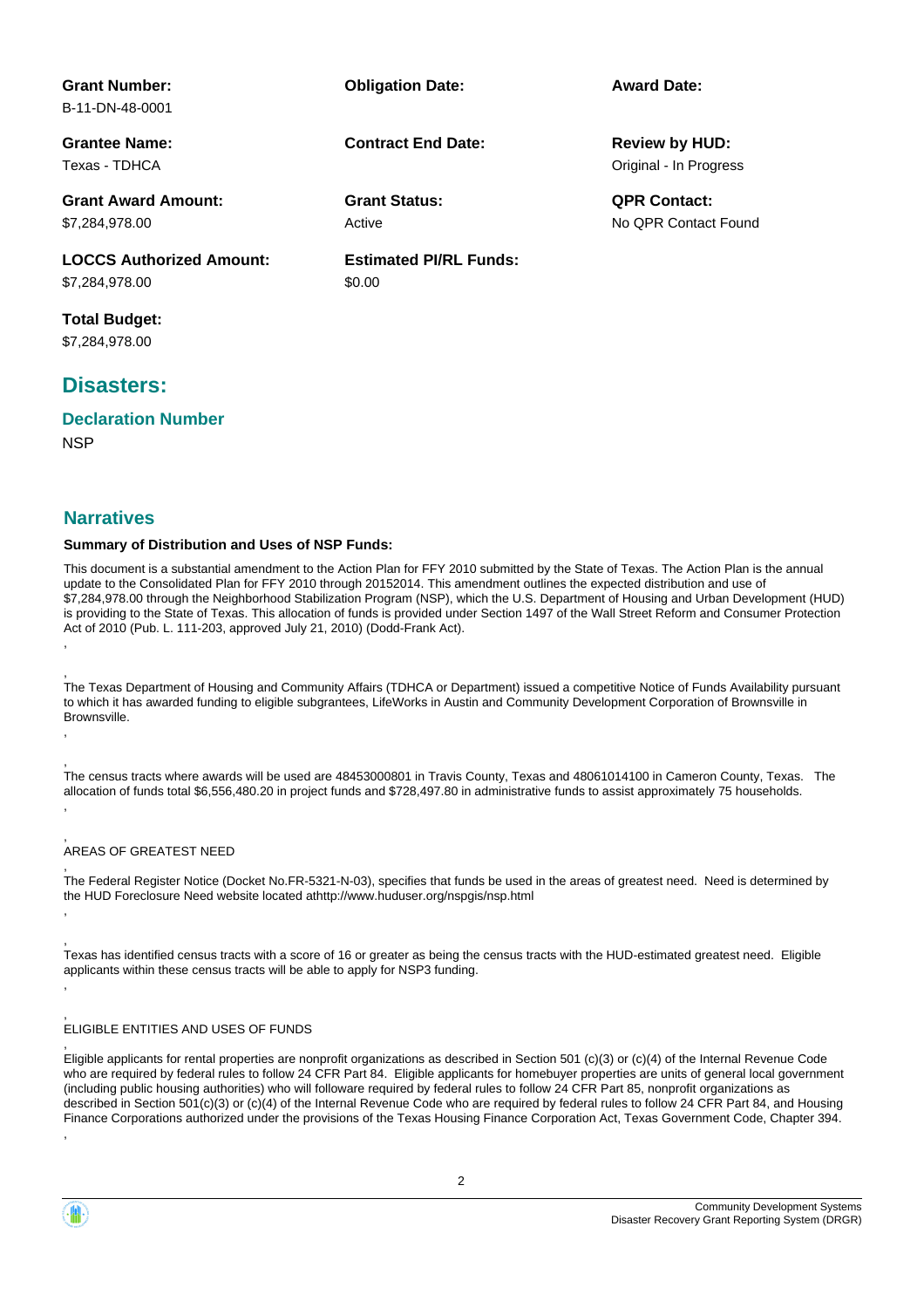**Grant Number:**
B-11-DN-48-0001

**Obligation Date:**

**Award Date:**

**Grantee Name:**
Texas - TDHCA

**Contract End Date:**

**Review by HUD:**
Original - In Progress

**Grant Award Amount:**
$7,284,978.00

**Grant Status:**
Active

**QPR Contact:**
No QPR Contact Found

**LOCCS Authorized Amount:**
$7,284,978.00

**Estimated PI/RL Funds:**
$0.00

**Total Budget:**
$7,284,978.00

## Disasters:

### Declaration Number

NSP

## Narratives

**Summary of Distribution and Uses of NSP Funds:**

This document is a substantial amendment to the Action Plan for FFY 2010 submitted by the State of Texas. The Action Plan is the annual update to the Consolidated Plan for FFY 2010 through 20152014. This amendment outlines the expected distribution and use of $7,284,978.00 through the Neighborhood Stabilization Program (NSP), which the U.S. Department of Housing and Urban Development (HUD) is providing to the State of Texas. This allocation of funds is provided under Section 1497 of the Wall Street Reform and Consumer Protection Act of 2010 (Pub. L. 111-203, approved July 21, 2010) (Dodd-Frank Act).

,

,
The Texas Department of Housing and Community Affairs (TDHCA or Department) issued a competitive Notice of Funds Availability pursuant to which it has awarded funding to eligible subgrantees, LifeWorks in Austin and Community Development Corporation of Brownsville in Brownsville.

,

,
The census tracts where awards will be used are 48453000801 in Travis County, Texas and 48061014100 in Cameron County, Texas. The allocation of funds total $6,556,480.20 in project funds and $728,497.80 in administrative funds to assist approximately 75 households.

,

,
AREAS OF GREATEST NEED

,
The Federal Register Notice (Docket No.FR-5321-N-03), specifies that funds be used in the areas of greatest need. Need is determined by the HUD Foreclosure Need website located athttp://www.huduser.org/nspgis/nsp.html

,

,
Texas has identified census tracts with a score of 16 or greater as being the census tracts with the HUD-estimated greatest need. Eligible applicants within these census tracts will be able to apply for NSP3 funding.

,

,
ELIGIBLE ENTITIES AND USES OF FUNDS

,
Eligible applicants for rental properties are nonprofit organizations as described in Section 501 (c)(3) or (c)(4) of the Internal Revenue Code who are required by federal rules to follow 24 CFR Part 84. Eligible applicants for homebuyer properties are units of general local government (including public housing authorities) who will followare required by federal rules to follow 24 CFR Part 85, nonprofit organizations as described in Section 501(c)(3) or (c)(4) of the Internal Revenue Code who are required by federal rules to follow 24 CFR Part 84, and Housing Finance Corporations authorized under the provisions of the Texas Housing Finance Corporation Act, Texas Government Code, Chapter 394.

,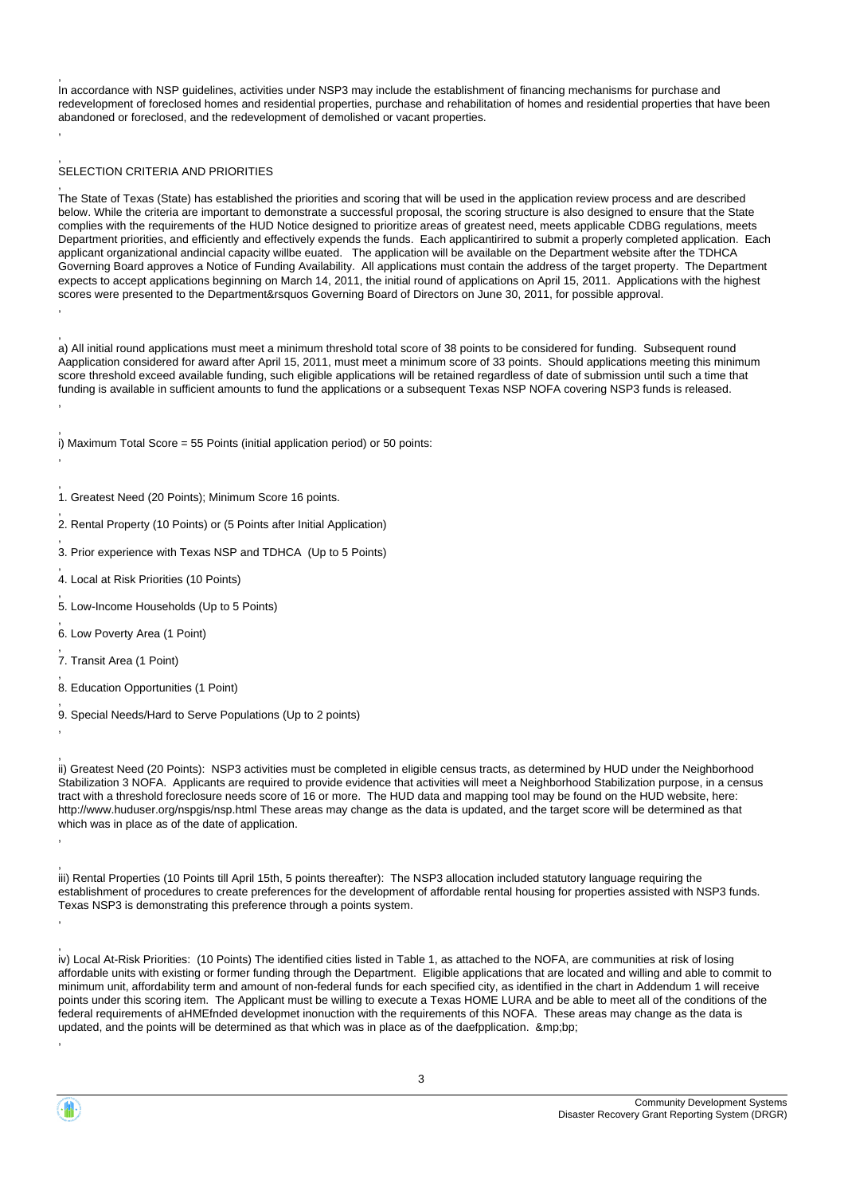In accordance with NSP guidelines, activities under NSP3 may include the establishment of financing mechanisms for purchase and redevelopment of foreclosed homes and residential properties, purchase and rehabilitation of homes and residential properties that have been abandoned or foreclosed, and the redevelopment of demolished or vacant properties.

SELECTION CRITERIA AND PRIORITIES

The State of Texas (State) has established the priorities and scoring that will be used in the application review process and are described below. While the criteria are important to demonstrate a successful proposal, the scoring structure is also designed to ensure that the State complies with the requirements of the HUD Notice designed to prioritize areas of greatest need, meets applicable CDBG regulations, meets Department priorities, and efficiently and effectively expends the funds. Each applicantirired to submit a properly completed application. Each applicant organizational andincial capacity willbe euated. The application will be available on the Department website after the TDHCA Governing Board approves a Notice of Funding Availability. All applications must contain the address of the target property. The Department expects to accept applications beginning on March 14, 2011, the initial round of applications on April 15, 2011. Applications with the highest scores were presented to the Department&rsquos Governing Board of Directors on June 30, 2011, for possible approval.

a) All initial round applications must meet a minimum threshold total score of 38 points to be considered for funding. Subsequent round Aapplication considered for award after April 15, 2011, must meet a minimum score of 33 points. Should applications meeting this minimum score threshold exceed available funding, such eligible applications will be retained regardless of date of submission until such a time that funding is available in sufficient amounts to fund the applications or a subsequent Texas NSP NOFA covering NSP3 funds is released.

i) Maximum Total Score = 55 Points (initial application period) or 50 points:

1. Greatest Need (20 Points); Minimum Score 16 points.
2. Rental Property (10 Points) or (5 Points after Initial Application)
3. Prior experience with Texas NSP and TDHCA (Up to 5 Points)
4. Local at Risk Priorities (10 Points)
5. Low-Income Households (Up to 5 Points)
6. Low Poverty Area (1 Point)
7. Transit Area (1 Point)
8. Education Opportunities (1 Point)
9. Special Needs/Hard to Serve Populations (Up to 2 points)

ii) Greatest Need (20 Points): NSP3 activities must be completed in eligible census tracts, as determined by HUD under the Neighborhood Stabilization 3 NOFA. Applicants are required to provide evidence that activities will meet a Neighborhood Stabilization purpose, in a census tract with a threshold foreclosure needs score of 16 or more. The HUD data and mapping tool may be found on the HUD website, here: http://www.huduser.org/nspgis/nsp.html These areas may change as the data is updated, and the target score will be determined as that which was in place as of the date of application.

iii) Rental Properties (10 Points till April 15th, 5 points thereafter): The NSP3 allocation included statutory language requiring the establishment of procedures to create preferences for the development of affordable rental housing for properties assisted with NSP3 funds. Texas NSP3 is demonstrating this preference through a points system.

iv) Local At-Risk Priorities: (10 Points) The identified cities listed in Table 1, as attached to the NOFA, are communities at risk of losing affordable units with existing or former funding through the Department. Eligible applications that are located and willing and able to commit to minimum unit, affordability term and amount of non-federal funds for each specified city, as identified in the chart in Addendum 1 will receive points under this scoring item. The Applicant must be willing to execute a Texas HOME LURA and be able to meet all of the conditions of the federal requirements of aHMEfnded developmet inonuction with the requirements of this NOFA. These areas may change as the data is updated, and the points will be determined as that which was in place as of the daefpplication. &mp;bp;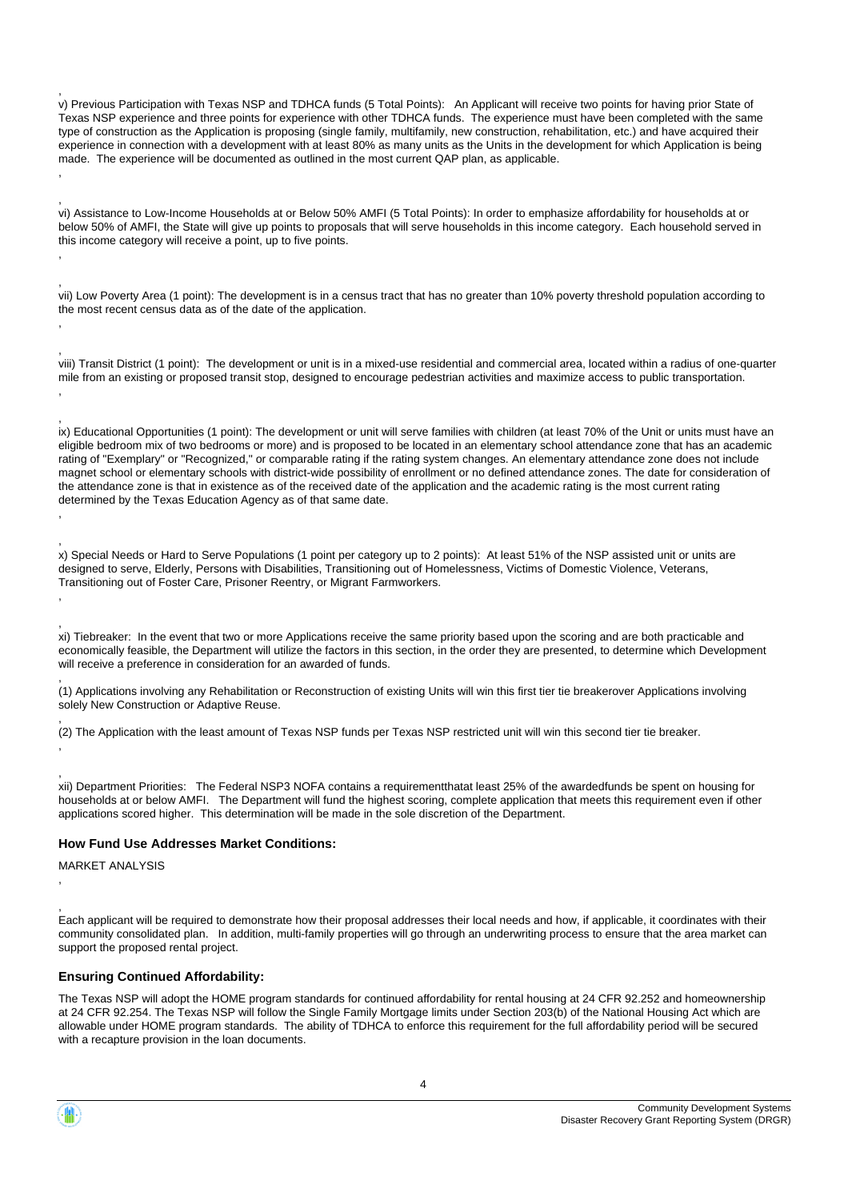v) Previous Participation with Texas NSP and TDHCA funds (5 Total Points): An Applicant will receive two points for having prior State of Texas NSP experience and three points for experience with other TDHCA funds. The experience must have been completed with the same type of construction as the Application is proposing (single family, multifamily, new construction, rehabilitation, etc.) and have acquired their experience in connection with a development with at least 80% as many units as the Units in the development for which Application is being made. The experience will be documented as outlined in the most current QAP plan, as applicable.

vi) Assistance to Low-Income Households at or Below 50% AMFI (5 Total Points): In order to emphasize affordability for households at or below 50% of AMFI, the State will give up points to proposals that will serve households in this income category. Each household served in this income category will receive a point, up to five points.

vii) Low Poverty Area (1 point): The development is in a census tract that has no greater than 10% poverty threshold population according to the most recent census data as of the date of the application.

viii) Transit District (1 point): The development or unit is in a mixed-use residential and commercial area, located within a radius of one-quarter mile from an existing or proposed transit stop, designed to encourage pedestrian activities and maximize access to public transportation.

ix) Educational Opportunities (1 point): The development or unit will serve families with children (at least 70% of the Unit or units must have an eligible bedroom mix of two bedrooms or more) and is proposed to be located in an elementary school attendance zone that has an academic rating of "Exemplary" or "Recognized," or comparable rating if the rating system changes. An elementary attendance zone does not include magnet school or elementary schools with district-wide possibility of enrollment or no defined attendance zones. The date for consideration of the attendance zone is that in existence as of the received date of the application and the academic rating is the most current rating determined by the Texas Education Agency as of that same date.

x) Special Needs or Hard to Serve Populations (1 point per category up to 2 points): At least 51% of the NSP assisted unit or units are designed to serve, Elderly, Persons with Disabilities, Transitioning out of Homelessness, Victims of Domestic Violence, Veterans, Transitioning out of Foster Care, Prisoner Reentry, or Migrant Farmworkers.

xi) Tiebreaker: In the event that two or more Applications receive the same priority based upon the scoring and are both practicable and economically feasible, the Department will utilize the factors in this section, in the order they are presented, to determine which Development will receive a preference in consideration for an awarded of funds.

(1) Applications involving any Rehabilitation or Reconstruction of existing Units will win this first tier tie breakerover Applications involving solely New Construction or Adaptive Reuse.

(2) The Application with the least amount of Texas NSP funds per Texas NSP restricted unit will win this second tier tie breaker.

xii) Department Priorities: The Federal NSP3 NOFA contains a requirementthatat least 25% of the awardedfunds be spent on housing for households at or below AMFI. The Department will fund the highest scoring, complete application that meets this requirement even if other applications scored higher. This determination will be made in the sole discretion of the Department.

### How Fund Use Addresses Market Conditions:

MARKET ANALYSIS

Each applicant will be required to demonstrate how their proposal addresses their local needs and how, if applicable, it coordinates with their community consolidated plan. In addition, multi-family properties will go through an underwriting process to ensure that the area market can support the proposed rental project.

### Ensuring Continued Affordability:

The Texas NSP will adopt the HOME program standards for continued affordability for rental housing at 24 CFR 92.252 and homeownership at 24 CFR 92.254. The Texas NSP will follow the Single Family Mortgage limits under Section 203(b) of the National Housing Act which are allowable under HOME program standards. The ability of TDHCA to enforce this requirement for the full affordability period will be secured with a recapture provision in the loan documents.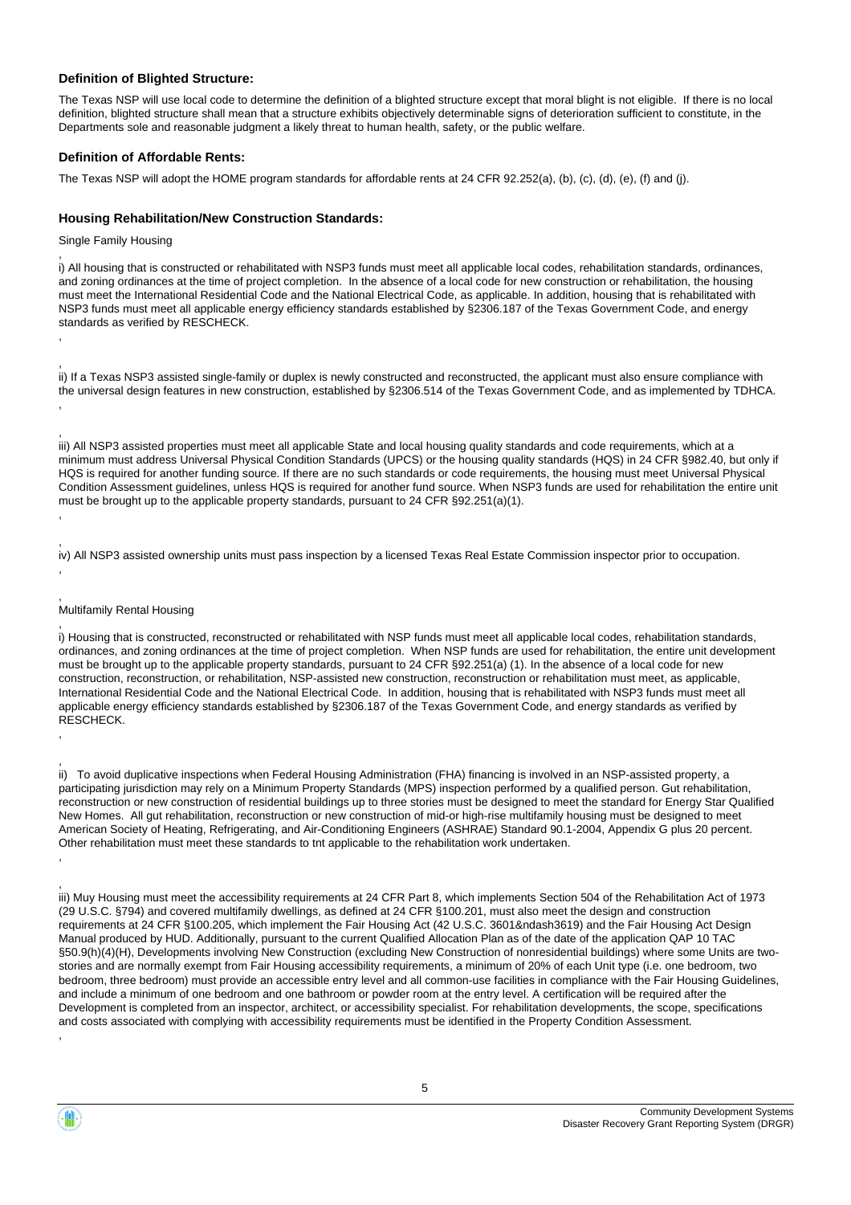### Definition of Blighted Structure:

The Texas NSP will use local code to determine the definition of a blighted structure except that moral blight is not eligible. If there is no local definition, blighted structure shall mean that a structure exhibits objectively determinable signs of deterioration sufficient to constitute, in the Departments sole and reasonable judgment a likely threat to human health, safety, or the public welfare.

### Definition of Affordable Rents:

The Texas NSP will adopt the HOME program standards for affordable rents at 24 CFR 92.252(a), (b), (c), (d), (e), (f) and (j).

### Housing Rehabilitation/New Construction Standards:

Single Family Housing

,
i) All housing that is constructed or rehabilitated with NSP3 funds must meet all applicable local codes, rehabilitation standards, ordinances, and zoning ordinances at the time of project completion. In the absence of a local code for new construction or rehabilitation, the housing must meet the International Residential Code and the National Electrical Code, as applicable. In addition, housing that is rehabilitated with NSP3 funds must meet all applicable energy efficiency standards established by §2306.187 of the Texas Government Code, and energy standards as verified by RESCHECK.

,

,
ii) If a Texas NSP3 assisted single-family or duplex is newly constructed and reconstructed, the applicant must also ensure compliance with the universal design features in new construction, established by §2306.514 of the Texas Government Code, and as implemented by TDHCA.

,

,
iii) All NSP3 assisted properties must meet all applicable State and local housing quality standards and code requirements, which at a minimum must address Universal Physical Condition Standards (UPCS) or the housing quality standards (HQS) in 24 CFR §982.40, but only if HQS is required for another funding source. If there are no such standards or code requirements, the housing must meet Universal Physical Condition Assessment guidelines, unless HQS is required for another fund source. When NSP3 funds are used for rehabilitation the entire unit must be brought up to the applicable property standards, pursuant to 24 CFR §92.251(a)(1).

,

,
iv) All NSP3 assisted ownership units must pass inspection by a licensed Texas Real Estate Commission inspector prior to occupation.

,

,
Multifamily Rental Housing

,
i) Housing that is constructed, reconstructed or rehabilitated with NSP funds must meet all applicable local codes, rehabilitation standards, ordinances, and zoning ordinances at the time of project completion. When NSP funds are used for rehabilitation, the entire unit development must be brought up to the applicable property standards, pursuant to 24 CFR §92.251(a) (1). In the absence of a local code for new construction, reconstruction, or rehabilitation, NSP-assisted new construction, reconstruction or rehabilitation must meet, as applicable, International Residential Code and the National Electrical Code. In addition, housing that is rehabilitated with NSP3 funds must meet all applicable energy efficiency standards established by §2306.187 of the Texas Government Code, and energy standards as verified by RESCHECK.

,

,
ii) To avoid duplicative inspections when Federal Housing Administration (FHA) financing is involved in an NSP-assisted property, a participating jurisdiction may rely on a Minimum Property Standards (MPS) inspection performed by a qualified person. Gut rehabilitation, reconstruction or new construction of residential buildings up to three stories must be designed to meet the standard for Energy Star Qualified New Homes. All gut rehabilitation, reconstruction or new construction of mid-or high-rise multifamily housing must be designed to meet American Society of Heating, Refrigerating, and Air-Conditioning Engineers (ASHRAE) Standard 90.1-2004, Appendix G plus 20 percent. Other rehabilitation must meet these standards to tnt applicable to the rehabilitation work undertaken.

,

,
iii) Muy Housing must meet the accessibility requirements at 24 CFR Part 8, which implements Section 504 of the Rehabilitation Act of 1973 (29 U.S.C. §794) and covered multifamily dwellings, as defined at 24 CFR §100.201, must also meet the design and construction requirements at 24 CFR §100.205, which implement the Fair Housing Act (42 U.S.C. 3601&ndash3619) and the Fair Housing Act Design Manual produced by HUD. Additionally, pursuant to the current Qualified Allocation Plan as of the date of the application QAP 10 TAC §50.9(h)(4)(H), Developments involving New Construction (excluding New Construction of nonresidential buildings) where some Units are two-stories and are normally exempt from Fair Housing accessibility requirements, a minimum of 20% of each Unit type (i.e. one bedroom, two bedroom, three bedroom) must provide an accessible entry level and all common-use facilities in compliance with the Fair Housing Guidelines, and include a minimum of one bedroom and one bathroom or powder room at the entry level. A certification will be required after the Development is completed from an inspector, architect, or accessibility specialist. For rehabilitation developments, the scope, specifications and costs associated with complying with accessibility requirements must be identified in the Property Condition Assessment.

,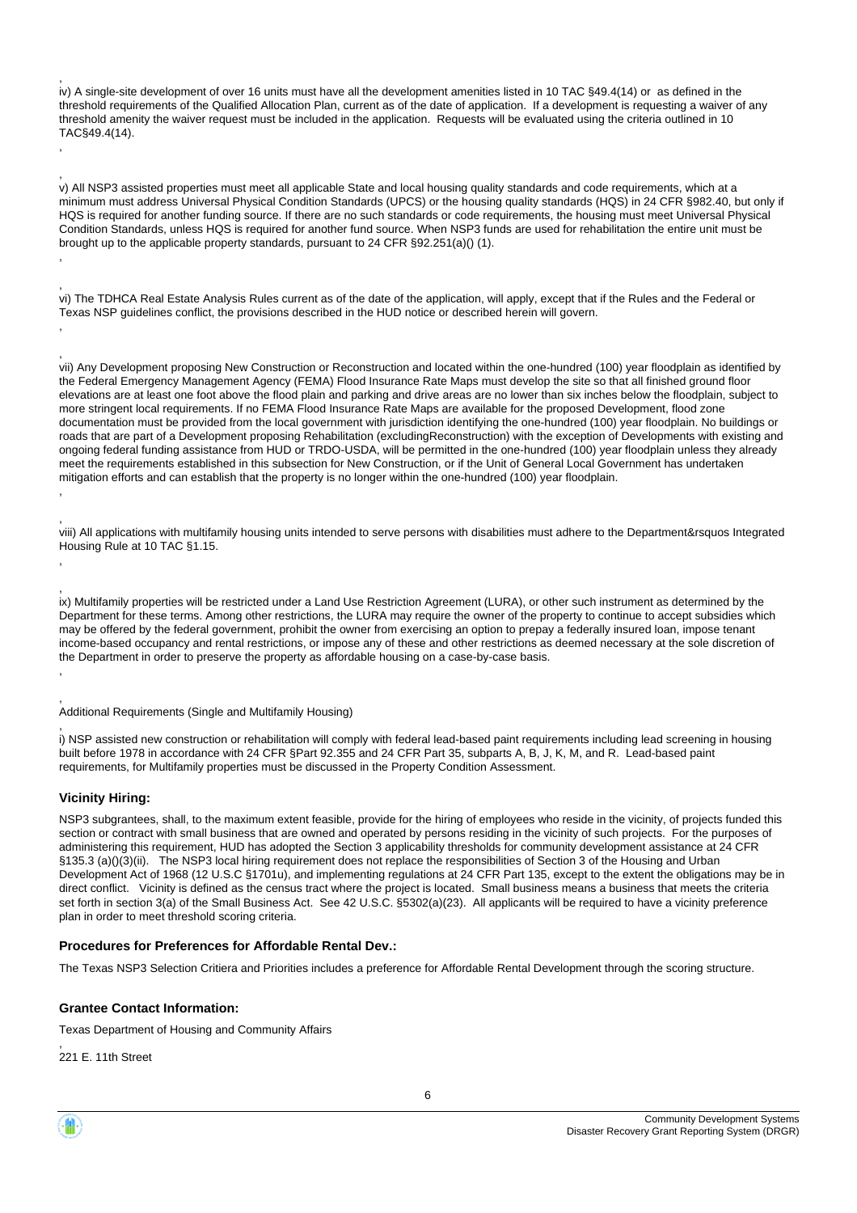,
iv) A single-site development of over 16 units must have all the development amenities listed in 10 TAC §49.4(14) or as defined in the threshold requirements of the Qualified Allocation Plan, current as of the date of application. If a development is requesting a waiver of any threshold amenity the waiver request must be included in the application. Requests will be evaluated using the criteria outlined in 10 TAC§49.4(14).

,

,
v) All NSP3 assisted properties must meet all applicable State and local housing quality standards and code requirements, which at a minimum must address Universal Physical Condition Standards (UPCS) or the housing quality standards (HQS) in 24 CFR §982.40, but only if HQS is required for another funding source. If there are no such standards or code requirements, the housing must meet Universal Physical Condition Standards, unless HQS is required for another fund source. When NSP3 funds are used for rehabilitation the entire unit must be brought up to the applicable property standards, pursuant to 24 CFR §92.251(a)() (1).

,

,
vi) The TDHCA Real Estate Analysis Rules current as of the date of the application, will apply, except that if the Rules and the Federal or Texas NSP guidelines conflict, the provisions described in the HUD notice or described herein will govern.

,

,
vii) Any Development proposing New Construction or Reconstruction and located within the one-hundred (100) year floodplain as identified by the Federal Emergency Management Agency (FEMA) Flood Insurance Rate Maps must develop the site so that all finished ground floor elevations are at least one foot above the flood plain and parking and drive areas are no lower than six inches below the floodplain, subject to more stringent local requirements. If no FEMA Flood Insurance Rate Maps are available for the proposed Development, flood zone documentation must be provided from the local government with jurisdiction identifying the one-hundred (100) year floodplain. No buildings or roads that are part of a Development proposing Rehabilitation (excludingReconstruction) with the exception of Developments with existing and ongoing federal funding assistance from HUD or TRDO-USDA, will be permitted in the one-hundred (100) year floodplain unless they already meet the requirements established in this subsection for New Construction, or if the Unit of General Local Government has undertaken mitigation efforts and can establish that the property is no longer within the one-hundred (100) year floodplain.

,

,
viii) All applications with multifamily housing units intended to serve persons with disabilities must adhere to the Department&rsquos Integrated Housing Rule at 10 TAC §1.15.

,

,
ix) Multifamily properties will be restricted under a Land Use Restriction Agreement (LURA), or other such instrument as determined by the Department for these terms. Among other restrictions, the LURA may require the owner of the property to continue to accept subsidies which may be offered by the federal government, prohibit the owner from exercising an option to prepay a federally insured loan, impose tenant income-based occupancy and rental restrictions, or impose any of these and other restrictions as deemed necessary at the sole discretion of the Department in order to preserve the property as affordable housing on a case-by-case basis.

,

,
Additional Requirements (Single and Multifamily Housing)

,
i) NSP assisted new construction or rehabilitation will comply with federal lead-based paint requirements including lead screening in housing built before 1978 in accordance with 24 CFR §Part 92.355 and 24 CFR Part 35, subparts A, B, J, K, M, and R. Lead-based paint requirements, for Multifamily properties must be discussed in the Property Condition Assessment.

**Vicinity Hiring:**

NSP3 subgrantees, shall, to the maximum extent feasible, provide for the hiring of employees who reside in the vicinity, of projects funded this section or contract with small business that are owned and operated by persons residing in the vicinity of such projects. For the purposes of administering this requirement, HUD has adopted the Section 3 applicability thresholds for community development assistance at 24 CFR §135.3 (a)()(3)(ii). The NSP3 local hiring requirement does not replace the responsibilities of Section 3 of the Housing and Urban Development Act of 1968 (12 U.S.C §1701u), and implementing regulations at 24 CFR Part 135, except to the extent the obligations may be in direct conflict. Vicinity is defined as the census tract where the project is located. Small business means a business that meets the criteria set forth in section 3(a) of the Small Business Act. See 42 U.S.C. §5302(a)(23). All applicants will be required to have a vicinity preference plan in order to meet threshold scoring criteria.

**Procedures for Preferences for Affordable Rental Dev.:**

The Texas NSP3 Selection Critiera and Priorities includes a preference for Affordable Rental Development through the scoring structure.

**Grantee Contact Information:**

Texas Department of Housing and Community Affairs

,
221 E. 11th Street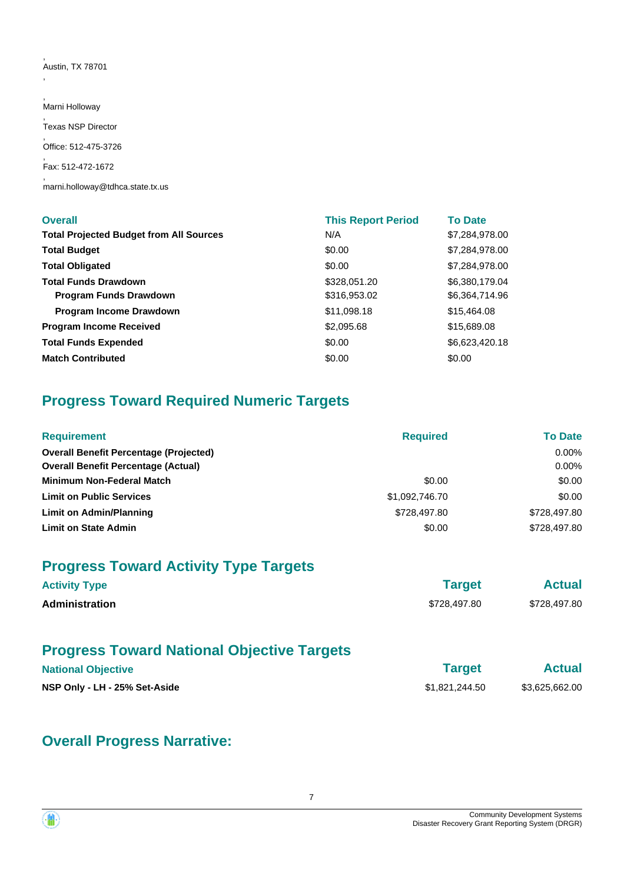,
Austin, TX 78701

,

,
Marni Holloway

,
Texas NSP Director

,
Office: 512-475-3726

,
Fax: 512-472-1672

,
marni.holloway@tdhca.state.tx.us

| **Overall** | **This Report Period** | **To Date** |
|---|---|---|
| **Total Projected Budget from All Sources** | N/A | $7,284,978.00 |
| **Total Budget** | $0.00 | $7,284,978.00 |
| **Total Obligated** | $0.00 | $7,284,978.00 |
| **Total Funds Drawdown** | $328,051.20 | $6,380,179.04 |
| **Program Funds Drawdown** | $316,953.02 | $6,364,714.96 |
| **Program Income Drawdown** | $11,098.18 | $15,464.08 |
| **Program Income Received** | $2,095.68 | $15,689.08 |
| **Total Funds Expended** | $0.00 | $6,623,420.18 |
| **Match Contributed** | $0.00 | $0.00 |

## Progress Toward Required Numeric Targets

| **Requirement** | **Required** | **To Date** |
|---|---|---|
| **Overall Benefit Percentage (Projected)** | | 0.00% |
| **Overall Benefit Percentage (Actual)** | | 0.00% |
| **Minimum Non-Federal Match** | $0.00 | $0.00 |
| **Limit on Public Services** | $1,092,746.70 | $0.00 |
| **Limit on Admin/Planning** | $728,497.80 | $728,497.80 |
| **Limit on State Admin** | $0.00 | $728,497.80 |

## Progress Toward Activity Type Targets

| **Activity Type** | **Target** | **Actual** |
|---|---|---|
| **Administration** | $728,497.80 | $728,497.80 |

## Progress Toward National Objective Targets

| **National Objective** | **Target** | **Actual** |
|---|---|---|
| **NSP Only - LH - 25% Set-Aside** | $1,821,244.50 | $3,625,662.00 |

## Overall Progress Narrative: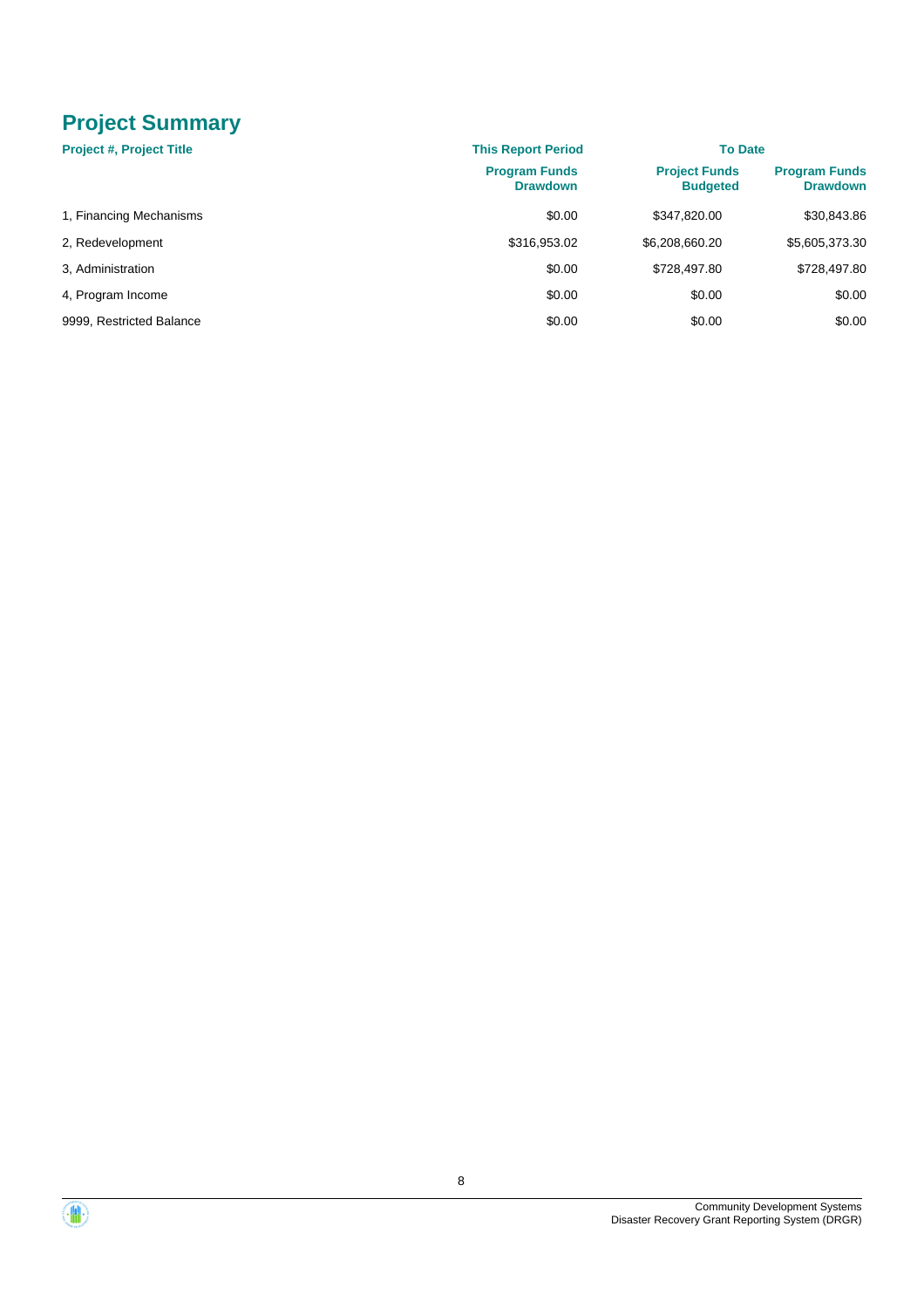## Project Summary

| Project #, Project Title | This Report Period | To Date | |
|---|---|---|---|
| | Program Funds Drawdown | Project Funds Budgeted | Program Funds Drawdown |
| 1, Financing Mechanisms | $0.00 | $347,820.00 | $30,843.86 |
| 2, Redevelopment | $316,953.02 | $6,208,660.20 | $5,605,373.30 |
| 3, Administration | $0.00 | $728,497.80 | $728,497.80 |
| 4, Program Income | $0.00 | $0.00 | $0.00 |
| 9999, Restricted Balance | $0.00 | $0.00 | $0.00 |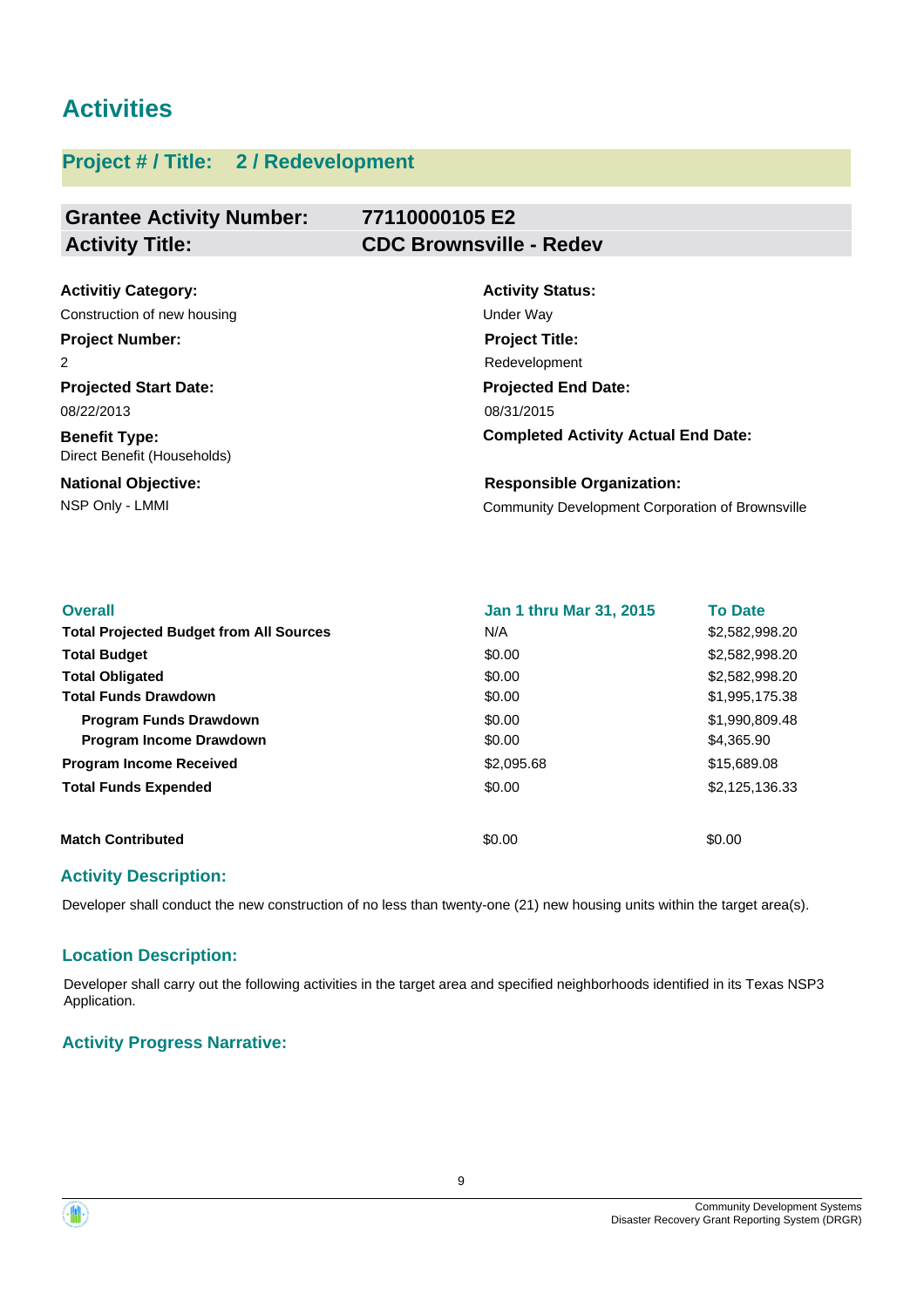# Activities

## Project # / Title: 2 / Redevelopment

| **Grantee Activity Number:** | **77110000105 E2** |
|---|---|
| **Activity Title:** | **CDC Brownsville - Redev** |

**Activitiy Category:**
Construction of new housing

**Activity Status:**
Under Way

**Project Number:**
2

**Project Title:**
Redevelopment

**Projected Start Date:**
08/22/2013

**Projected End Date:**
08/31/2015

**Benefit Type:**
Direct Benefit (Households)

**Completed Activity Actual End Date:**

**National Objective:**
NSP Only - LMMI

**Responsible Organization:**
Community Development Corporation of Brownsville

| Overall | Jan 1 thru Mar 31, 2015 | To Date |
|---|---|---|
| **Total Projected Budget from All Sources** | N/A | $2,582,998.20 |
| **Total Budget** | $0.00 | $2,582,998.20 |
| **Total Obligated** | $0.00 | $2,582,998.20 |
| **Total Funds Drawdown** | $0.00 | $1,995,175.38 |
| **Program Funds Drawdown** | $0.00 | $1,990,809.48 |
| **Program Income Drawdown** | $0.00 | $4,365.90 |
| **Program Income Received** | $2,095.68 | $15,689.08 |
| **Total Funds Expended** | $0.00 | $2,125,136.33 |
| **Match Contributed** | $0.00 | $0.00 |

### Activity Description:

Developer shall conduct the new construction of no less than twenty-one (21) new housing units within the target area(s).

### Location Description:

Developer shall carry out the following activities in the target area and specified neighborhoods identified in its Texas NSP3 Application.

### Activity Progress Narrative: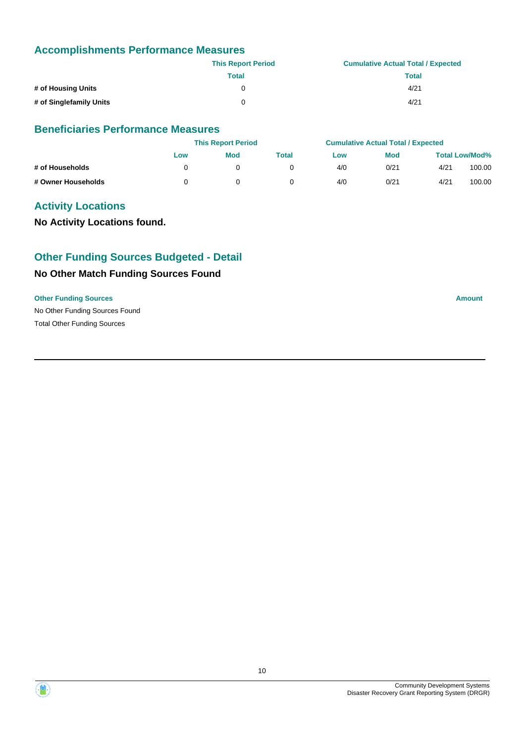## Accomplishments Performance Measures

| | This Report Period | Cumulative Actual Total / Expected |
|---|---|---|
| | Total | Total |
| **# of Housing Units** | 0 | 4/21 |
| **# of Singlefamily Units** | 0 | 4/21 |

## Beneficiaries Performance Measures

| | This Report Period | | | Cumulative Actual Total / Expected | | | |
|---|---|---|---|---|---|---|---|
| | Low | Mod | Total | Low | Mod | Total Low/Mod% | |
| **# of Households** | 0 | 0 | 0 | 4/0 | 0/21 | 4/21 | 100.00 |
| **# Owner Households** | 0 | 0 | 0 | 4/0 | 0/21 | 4/21 | 100.00 |

## Activity Locations

**No Activity Locations found.**

## Other Funding Sources Budgeted - Detail

### No Other Match Funding Sources Found

| Other Funding Sources | Amount |
|---|---|
| No Other Funding Sources Found | |
| Total Other Funding Sources | |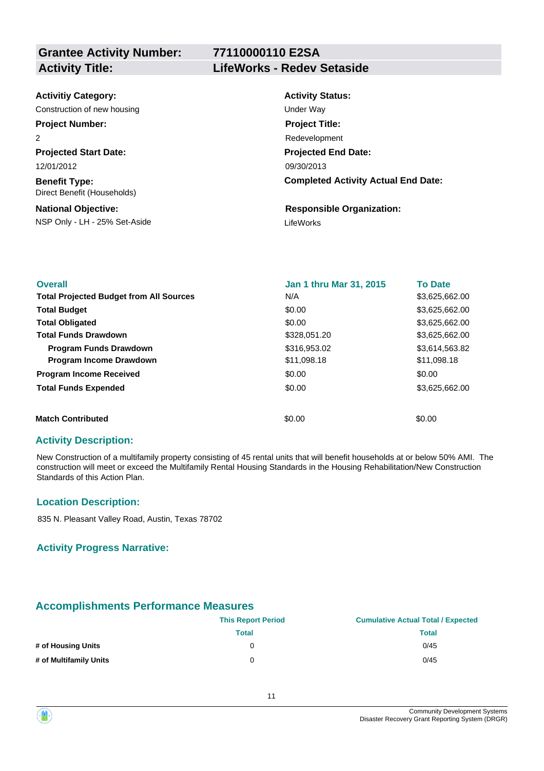| **Grantee Activity Number:** | **77110000110 E2SA** |
|---|---|
| **Activity Title:** | **LifeWorks - Redev Setaside** |

**Activitiy Category:**
Construction of new housing

**Activity Status:**
Under Way

**Project Number:**
2

**Project Title:**
Redevelopment

**Projected Start Date:**
12/01/2012

**Projected End Date:**
09/30/2013

**Benefit Type:**
Direct Benefit (Households)

**Completed Activity Actual End Date:**

**National Objective:**
NSP Only - LH - 25% Set-Aside

**Responsible Organization:**
LifeWorks

| Overall | Jan 1 thru Mar 31, 2015 | To Date |
|---|---|---|
| **Total Projected Budget from All Sources** | N/A | $3,625,662.00 |
| **Total Budget** | $0.00 | $3,625,662.00 |
| **Total Obligated** | $0.00 | $3,625,662.00 |
| **Total Funds Drawdown** | $328,051.20 | $3,625,662.00 |
| **Program Funds Drawdown** | $316,953.02 | $3,614,563.82 |
| **Program Income Drawdown** | $11,098.18 | $11,098.18 |
| **Program Income Received** | $0.00 | $0.00 |
| **Total Funds Expended** | $0.00 | $3,625,662.00 |
| **Match Contributed** | $0.00 | $0.00 |

## Activity Description:

New Construction of a multifamily property consisting of 45 rental units that will benefit households at or below 50% AMI. The construction will meet or exceed the Multifamily Rental Housing Standards in the Housing Rehabilitation/New Construction Standards of this Action Plan.

## Location Description:

835 N. Pleasant Valley Road, Austin, Texas 78702

## Activity Progress Narrative:

## Accomplishments Performance Measures

| | This Report Period | Cumulative Actual Total / Expected |
|---|---|---|
| | Total | Total |
| **# of Housing Units** | 0 | 0/45 |
| **# of Multifamily Units** | 0 | 0/45 |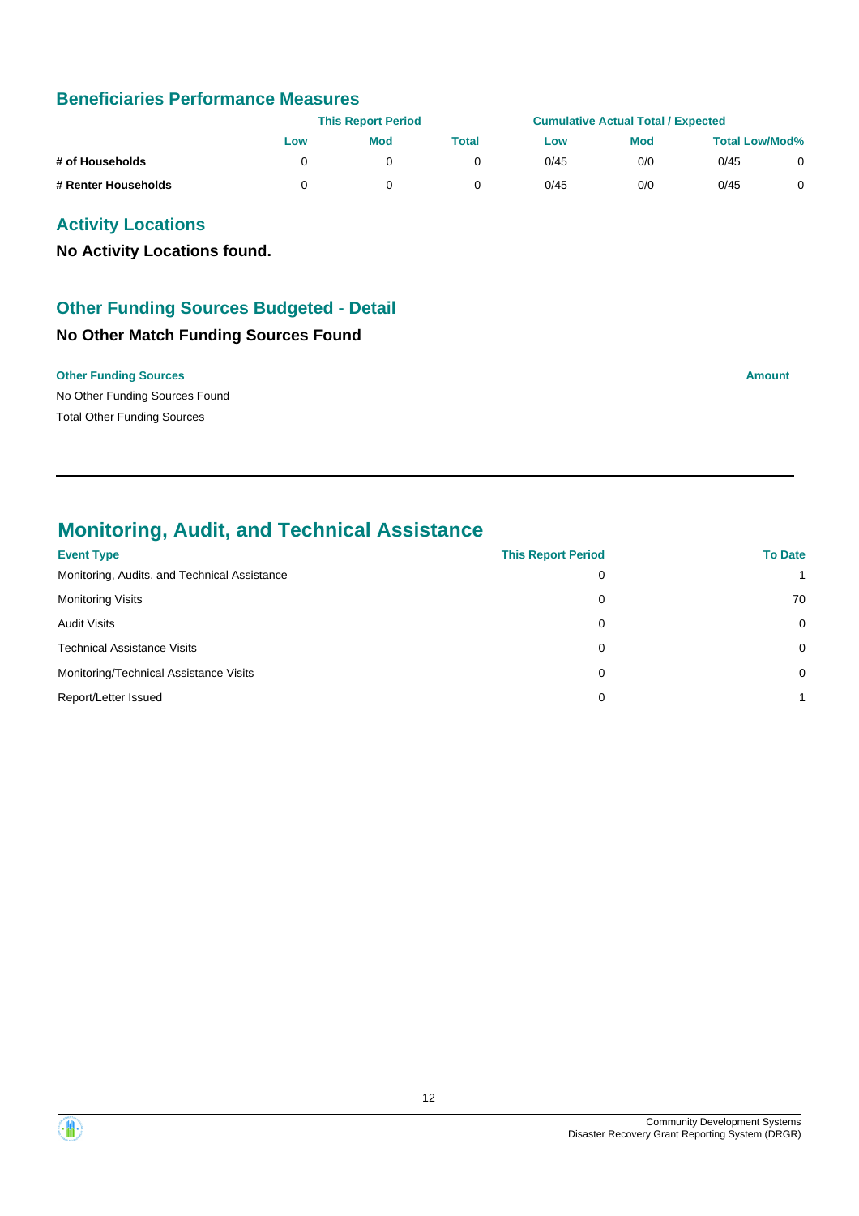## Beneficiaries Performance Measures

| | This Report Period | | | Cumulative Actual Total / Expected | | | |
|---|---|---|---|---|---|---|---|
| | Low | Mod | Total | Low | Mod | Total Low/Mod% | |
| # of Households | 0 | 0 | 0 | 0/45 | 0/0 | 0/45 | 0 |
| # Renter Households | 0 | 0 | 0 | 0/45 | 0/0 | 0/45 | 0 |

## Activity Locations

**No Activity Locations found.**

## Other Funding Sources Budgeted - Detail

### No Other Match Funding Sources Found

| Other Funding Sources | Amount |
|---|---|
| No Other Funding Sources Found | |
| Total Other Funding Sources | |

---

# Monitoring, Audit, and Technical Assistance

| Event Type | This Report Period | To Date |
|---|---|---|
| Monitoring, Audits, and Technical Assistance | 0 | 1 |
| Monitoring Visits | 0 | 70 |
| Audit Visits | 0 | 0 |
| Technical Assistance Visits | 0 | 0 |
| Monitoring/Technical Assistance Visits | 0 | 0 |
| Report/Letter Issued | 0 | 1 |